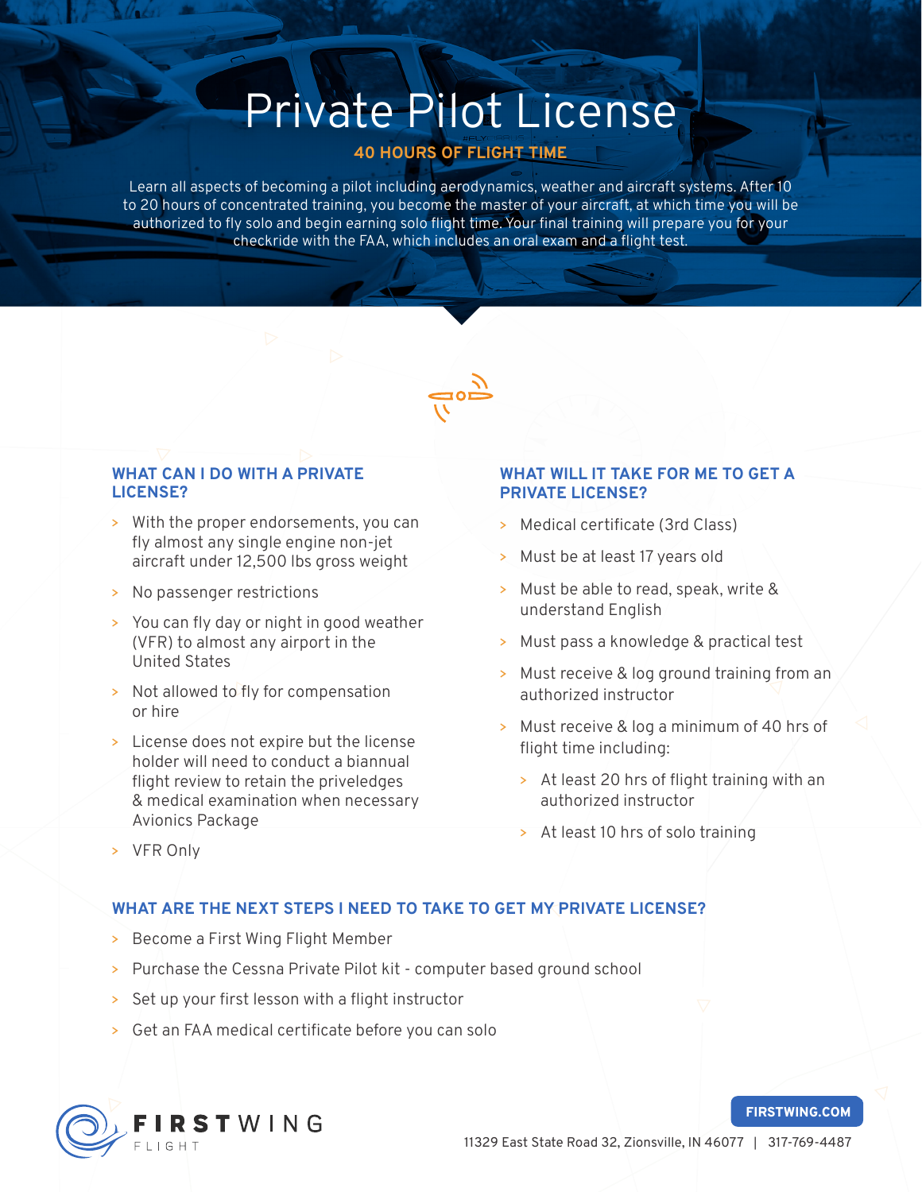# Private Pilot License

**40 HOURS OF FLIGHT TIME**

Learn all aspects of becoming a pilot including aerodynamics, weather and aircraft systems. After 10 to 20 hours of concentrated training, you become the master of your aircraft, at which time you will be authorized to fly solo and begin earning solo flight time. Your final training will prepare you for your checkride with the FAA, which includes an oral exam and a flight test.

## WHAT CAN I DO WITH A PRIVATE LICENSE?

- With the proper endorsements, you can fly almost any single engine non-jet aircraft under 12,500 lbs gross weight
- No passenger restrictions
- You can fly day or night in good weather (VFR) to almost any airport in the United States
- Not allowed to fly for compensation or hire
- License does not expire but the license holder will need to conduct a biannual flight review to retain the priveledges & medical examination when necessary Avionics Package
- VFR Only

## WHAT WILL IT TAKE FOR ME TO GET A PRIVATE LICENSE?

- Medical certificate (3rd Class)
- Must be at least 17 years old
- Must be able to read, speak, write & understand English
- Must pass a knowledge & practical test
- Must receive & log ground training from an authorized instructor
- Must receive & log a minimum of 40 hrs of flight time including:
  - At least 20 hrs of flight training with an authorized instructor
  - At least 10 hrs of solo training

## WHAT ARE THE NEXT STEPS I NEED TO TAKE TO GET MY PRIVATE LICENSE?

- Become a First Wing Flight Member
- Purchase the Cessna Private Pilot kit - computer based ground school
- Set up your first lesson with a flight instructor
- Get an FAA medical certificate before you can solo

FIRSTWING FLIGHT

FIRSTWING.COM

11329 East State Road 32, Zionsville, IN 46077 | 317-769-4487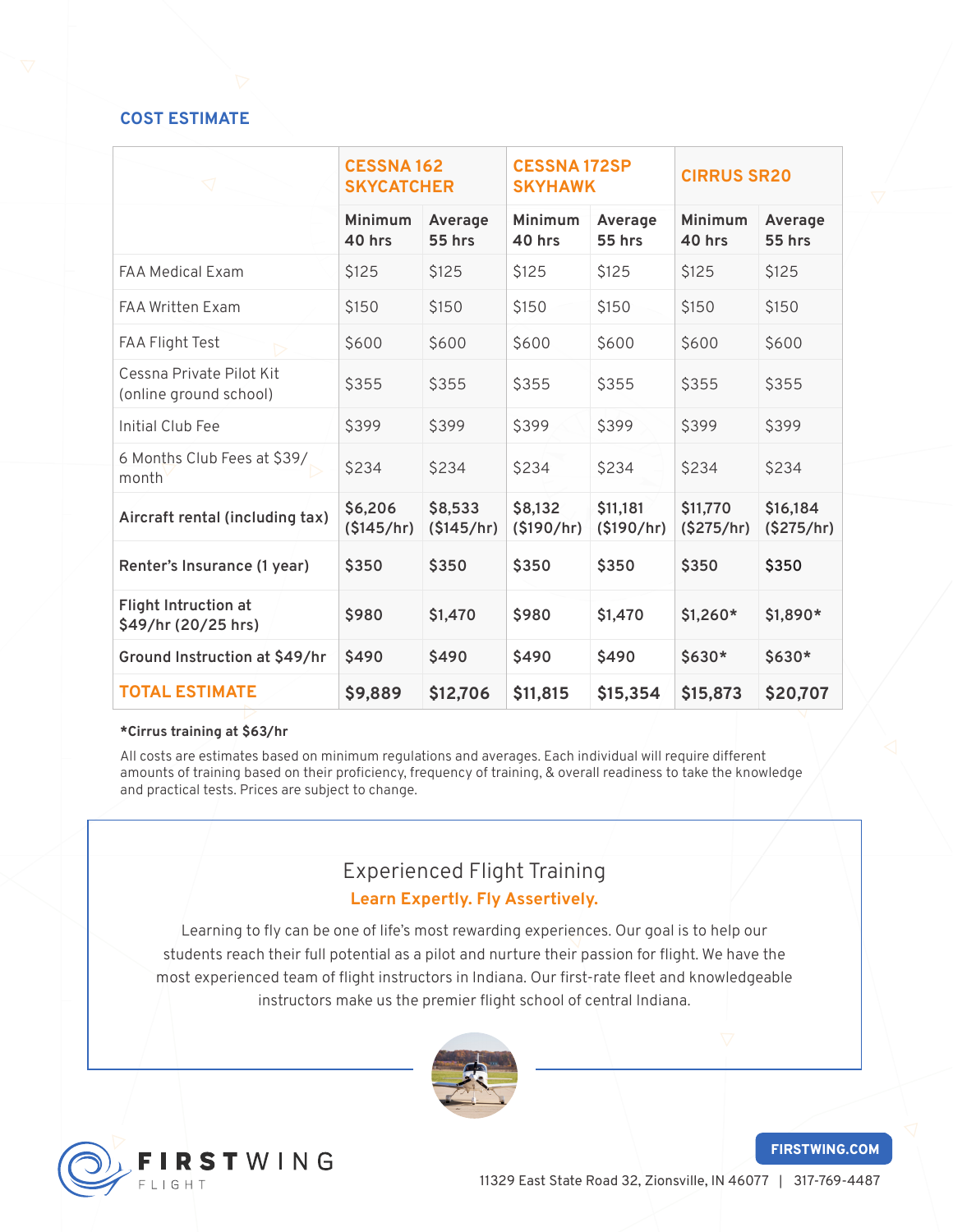## COST ESTIMATE

| | CESSNA 162 SKYCATCHER | | CESSNA 172SP SKYHAWK | | CIRRUS SR20 | |
|---|---|---|---|---|---|---|
| | Minimum 40 hrs | Average 55 hrs | Minimum 40 hrs | Average 55 hrs | Minimum 40 hrs | Average 55 hrs |
| FAA Medical Exam | $125 | $125 | $125 | $125 | $125 | $125 |
| FAA Written Exam | $150 | $150 | $150 | $150 | $150 | $150 |
| FAA Flight Test | $600 | $600 | $600 | $600 | $600 | $600 |
| Cessna Private Pilot Kit (online ground school) | $355 | $355 | $355 | $355 | $355 | $355 |
| Initial Club Fee | $399 | $399 | $399 | $399 | $399 | $399 |
| 6 Months Club Fees at $39/ month | $234 | $234 | $234 | $234 | $234 | $234 |
| **Aircraft rental (including tax)** | **$6,206 ($145/hr)** | **$8,533 ($145/hr)** | **$8,132 ($190/hr)** | **$11,181 ($190/hr)** | **$11,770 ($275/hr)** | **$16,184 ($275/hr)** |
| **Renter's Insurance (1 year)** | **$350** | **$350** | **$350** | **$350** | **$350** | **$350** |
| **Flight Intruction at $49/hr (20/25 hrs)** | **$980** | **$1,470** | **$980** | **$1,470** | **$1,260*** | **$1,890*** |
| **Ground Instruction at $49/hr** | **$490** | **$490** | **$490** | **$490** | **$630*** | **$630*** |
| **TOTAL ESTIMATE** | **$9,889** | **$12,706** | **$11,815** | **$15,354** | **$15,873** | **$20,707** |

**\*Cirrus training at $63/hr**

All costs are estimates based on minimum regulations and averages. Each individual will require different amounts of training based on their proficiency, frequency of training, & overall readiness to take the knowledge and practical tests. Prices are subject to change.

## Experienced Flight Training

**Learn Expertly. Fly Assertively.**

Learning to fly can be one of life's most rewarding experiences. Our goal is to help our students reach their full potential as a pilot and nurture their passion for flight. We have the most experienced team of flight instructors in Indiana. Our first-rate fleet and knowledgeable instructors make us the premier flight school of central Indiana.

FIRSTWING FLIGHT

FIRSTWING.COM

11329 East State Road 32, Zionsville, IN 46077 | 317-769-4487